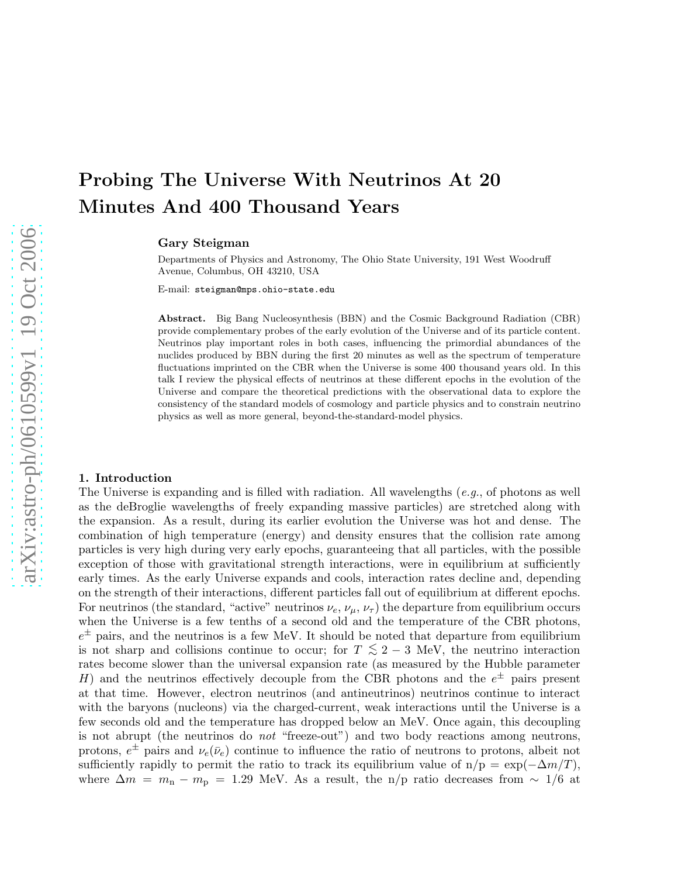# Probing The Universe With Neutrinos At 20 Minutes And 400 Thousand Years

**Gary Steigman**

Departments of Physics and Astronomy, The Ohio State University, 191 West Woodruff Avenue, Columbus, OH 43210, USA

E-mail: steigman@mps.ohio-state.edu

**Abstract.** Big Bang Nucleosynthesis (BBN) and the Cosmic Background Radiation (CBR) provide complementary probes of the early evolution of the Universe and of its particle content. Neutrinos play important roles in both cases, influencing the primordial abundances of the nuclides produced by BBN during the first 20 minutes as well as the spectrum of temperature fluctuations imprinted on the CBR when the Universe is some 400 thousand years old. In this talk I review the physical effects of neutrinos at these different epochs in the evolution of the Universe and compare the theoretical predictions with the observational data to explore the consistency of the standard models of cosmology and particle physics and to constrain neutrino physics as well as more general, beyond-the-standard-model physics.

## 1. Introduction

The Universe is expanding and is filled with radiation. All wavelengths (*e.g.*, of photons as well as the deBroglie wavelengths of freely expanding massive particles) are stretched along with the expansion. As a result, during its earlier evolution the Universe was hot and dense. The combination of high temperature (energy) and density ensures that the collision rate among particles is very high during very early epochs, guaranteeing that all particles, with the possible exception of those with gravitational strength interactions, were in equilibrium at sufficiently early times. As the early Universe expands and cools, interaction rates decline and, depending on the strength of their interactions, different particles fall out of equilibrium at different epochs. For neutrinos (the standard, "active" neutrinos $\nu_e$, $\nu_\mu$, $\nu_\tau$) the departure from equilibrium occurs when the Universe is a few tenths of a second old and the temperature of the CBR photons, $e^\pm$ pairs, and the neutrinos is a few MeV. It should be noted that departure from equilibrium is not sharp and collisions continue to occur; for $T \lesssim 2-3$ MeV, the neutrino interaction rates become slower than the universal expansion rate (as measured by the Hubble parameter $H$) and the neutrinos effectively decouple from the CBR photons and the $e^\pm$ pairs present at that time. However, electron neutrinos (and antineutrinos) neutrinos continue to interact with the baryons (nucleons) via the charged-current, weak interactions until the Universe is a few seconds old and the temperature has dropped below an MeV. Once again, this decoupling is not abrupt (the neutrinos do *not* "freeze-out") and two body reactions among neutrons, protons, $e^\pm$ pairs and $\nu_e(\bar{\nu}_e)$ continue to influence the ratio of neutrons to protons, albeit not sufficiently rapidly to permit the ratio to track its equilibrium value of $\mathrm{n/p} = \exp(-\Delta m/T)$, where $\Delta m = m_\mathrm{n} - m_\mathrm{p} = 1.29$ MeV. As a result, the n/p ratio decreases from $\sim 1/6$ at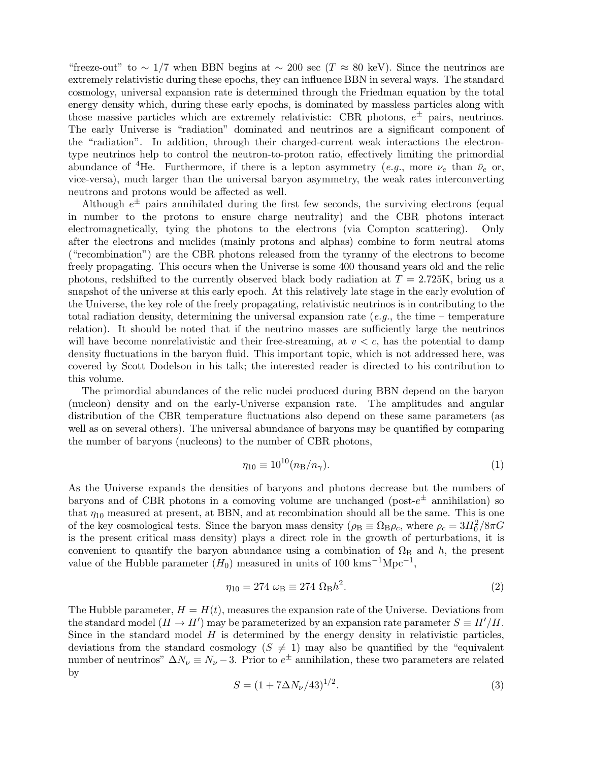"freeze-out" to $\sim 1/7$ when BBN begins at $\sim 200$ sec ($T \approx 80$ keV). Since the neutrinos are extremely relativistic during these epochs, they can influence BBN in several ways. The standard cosmology, universal expansion rate is determined through the Friedman equation by the total energy density which, during these early epochs, is dominated by massless particles along with those massive particles which are extremely relativistic: CBR photons, $e^{\pm}$ pairs, neutrinos. The early Universe is "radiation" dominated and neutrinos are a significant component of the "radiation". In addition, through their charged-current weak interactions the electron-type neutrinos help to control the neutron-to-proton ratio, effectively limiting the primordial abundance of $^{4}$He. Furthermore, if there is a lepton asymmetry (*e.g.*, more $\nu_e$ than $\bar{\nu}_e$ or, vice-versa), much larger than the universal baryon asymmetry, the weak rates interconverting neutrons and protons would be affected as well.

Although $e^{\pm}$ pairs annihilated during the first few seconds, the surviving electrons (equal in number to the protons to ensure charge neutrality) and the CBR photons interact electromagnetically, tying the photons to the electrons (via Compton scattering). Only after the electrons and nuclides (mainly protons and alphas) combine to form neutral atoms ("recombination") are the CBR photons released from the tyranny of the electrons to become freely propagating. This occurs when the Universe is some 400 thousand years old and the relic photons, redshifted to the currently observed black body radiation at $T = 2.725$K, bring us a snapshot of the universe at this early epoch. At this relatively late stage in the early evolution of the Universe, the key role of the freely propagating, relativistic neutrinos is in contributing to the total radiation density, determining the universal expansion rate (*e.g.*, the time – temperature relation). It should be noted that if the neutrino masses are sufficiently large the neutrinos will have become nonrelativistic and their free-streaming, at $v < c$, has the potential to damp density fluctuations in the baryon fluid. This important topic, which is not addressed here, was covered by Scott Dodelson in his talk; the interested reader is directed to his contribution to this volume.

The primordial abundances of the relic nuclei produced during BBN depend on the baryon (nucleon) density and on the early-Universe expansion rate. The amplitudes and angular distribution of the CBR temperature fluctuations also depend on these same parameters (as well as on several others). The universal abundance of baryons may be quantified by comparing the number of baryons (nucleons) to the number of CBR photons,

$$\eta_{10} \equiv 10^{10}(n_{\rm B}/n_{\gamma}). \tag{1}$$

As the Universe expands the densities of baryons and photons decrease but the numbers of baryons and of CBR photons in a comoving volume are unchanged (post-$e^{\pm}$ annihilation) so that $\eta_{10}$ measured at present, at BBN, and at recombination should all be the same. This is one of the key cosmological tests. Since the baryon mass density ($\rho_{\rm B} \equiv \Omega_{\rm B}\rho_c$, where $\rho_c = 3H_0^2/8\pi G$ is the present critical mass density) plays a direct role in the growth of perturbations, it is convenient to quantify the baryon abundance using a combination of $\Omega_{\rm B}$ and $h$, the present value of the Hubble parameter ($H_0$) measured in units of 100 kms$^{-1}$Mpc$^{-1}$,

$$\eta_{10} = 274\ \omega_{\rm B} \equiv 274\ \Omega_{\rm B}h^2. \tag{2}$$

The Hubble parameter, $H = H(t)$, measures the expansion rate of the Universe. Deviations from the standard model ($H \rightarrow H'$) may be parameterized by an expansion rate parameter $S \equiv H'/H$. Since in the standard model $H$ is determined by the energy density in relativistic particles, deviations from the standard cosmology ($S \neq 1$) may also be quantified by the "equivalent number of neutrinos" $\Delta N_{\nu} \equiv N_{\nu} - 3$. Prior to $e^{\pm}$ annihilation, these two parameters are related by

$$S = (1 + 7\Delta N_{\nu}/43)^{1/2}. \tag{3}$$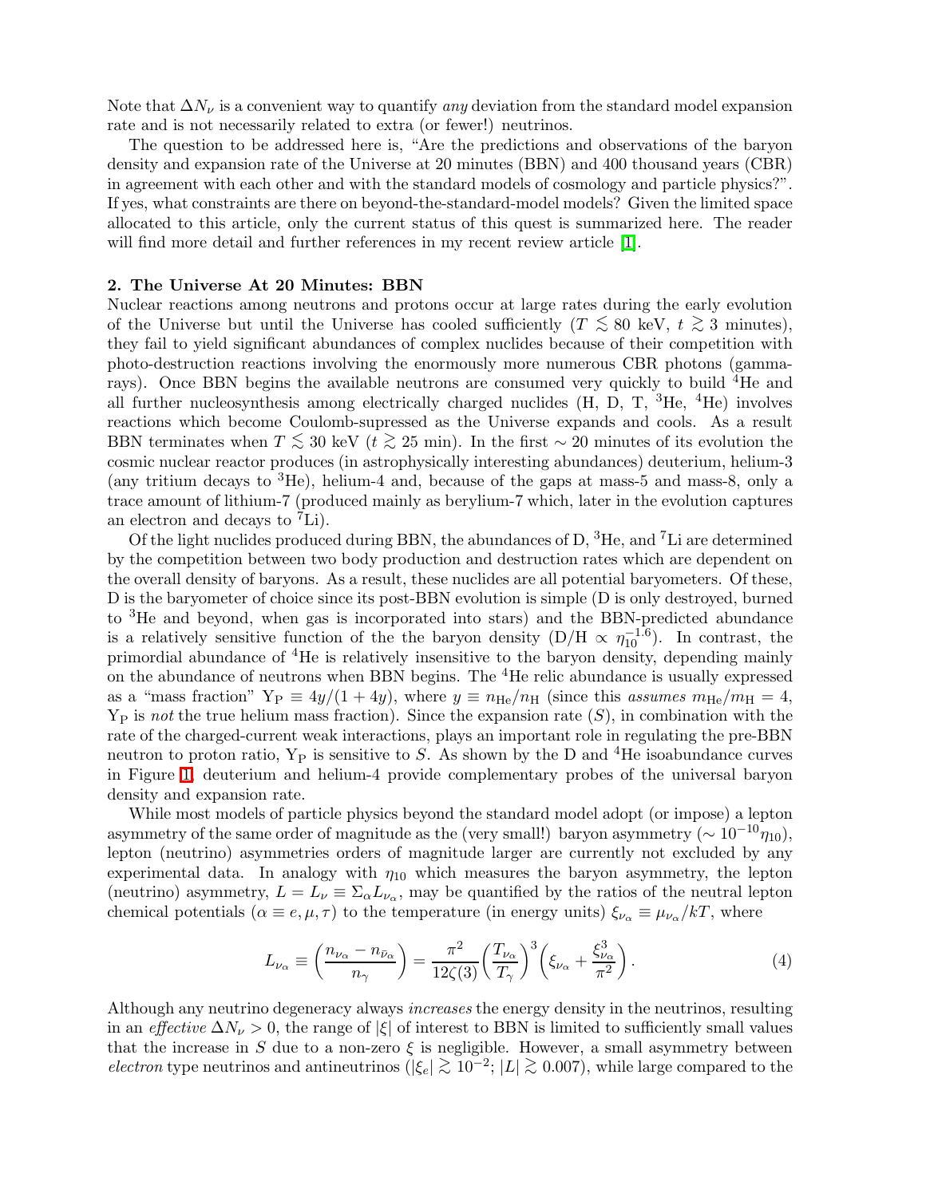Note that $\Delta N_\nu$ is a convenient way to quantify *any* deviation from the standard model expansion rate and is not necessarily related to extra (or fewer!) neutrinos.

The question to be addressed here is, "Are the predictions and observations of the baryon density and expansion rate of the Universe at 20 minutes (BBN) and 400 thousand years (CBR) in agreement with each other and with the standard models of cosmology and particle physics?". If yes, what constraints are there on beyond-the-standard-model models? Given the limited space allocated to this article, only the current status of this quest is summarized here. The reader will find more detail and further references in my recent review article [1].

## 2. The Universe At 20 Minutes: BBN

Nuclear reactions among neutrons and protons occur at large rates during the early evolution of the Universe but until the Universe has cooled sufficiently ($T \lesssim 80$ keV, $t \gtrsim 3$ minutes), they fail to yield significant abundances of complex nuclides because of their competition with photo-destruction reactions involving the enormously more numerous CBR photons (gamma-rays). Once BBN begins the available neutrons are consumed very quickly to build $^4$He and all further nucleosynthesis among electrically charged nuclides (H, D, T, $^3$He, $^4$He) involves reactions which become Coulomb-supressed as the Universe expands and cools. As a result BBN terminates when $T \lesssim 30$ keV ($t \gtrsim 25$ min). In the first $\sim 20$ minutes of its evolution the cosmic nuclear reactor produces (in astrophysically interesting abundances) deuterium, helium-3 (any tritium decays to $^3$He), helium-4 and, because of the gaps at mass-5 and mass-8, only a trace amount of lithium-7 (produced mainly as berylium-7 which, later in the evolution captures an electron and decays to $^7$Li).

Of the light nuclides produced during BBN, the abundances of D, $^3$He, and $^7$Li are determined by the competition between two body production and destruction rates which are dependent on the overall density of baryons. As a result, these nuclides are all potential baryometers. Of these, D is the baryometer of choice since its post-BBN evolution is simple (D is only destroyed, burned to $^3$He and beyond, when gas is incorporated into stars) and the BBN-predicted abundance is a relatively sensitive function of the the baryon density (D/H $\propto \eta_{10}^{-1.6}$). In contrast, the primordial abundance of $^4$He is relatively insensitive to the baryon density, depending mainly on the abundance of neutrons when BBN begins. The $^4$He relic abundance is usually expressed as a "mass fraction" $\mathrm{Y_P} \equiv 4y/(1 + 4y)$, where $y \equiv n_{\rm He}/n_{\rm H}$ (since this *assumes* $m_{\rm He}/m_{\rm H} = 4$, $\mathrm{Y_P}$ is *not* the true helium mass fraction). Since the expansion rate ($S$), in combination with the rate of the charged-current weak interactions, plays an important role in regulating the pre-BBN neutron to proton ratio, $\mathrm{Y_P}$ is sensitive to $S$. As shown by the D and $^4$He isoabundance curves in Figure 1, deuterium and helium-4 provide complementary probes of the universal baryon density and expansion rate.

While most models of particle physics beyond the standard model adopt (or impose) a lepton asymmetry of the same order of magnitude as the (very small!) baryon asymmetry ($\sim 10^{-10}\eta_{10}$), lepton (neutrino) asymmetries orders of magnitude larger are currently not excluded by any experimental data. In analogy with $\eta_{10}$ which measures the baryon asymmetry, the lepton (neutrino) asymmetry, $L = L_\nu \equiv \Sigma_\alpha L_{\nu_\alpha}$, may be quantified by the ratios of the neutral lepton chemical potentials ($\alpha \equiv e, \mu, \tau$) to the temperature (in energy units) $\xi_{\nu_\alpha} \equiv \mu_{\nu_\alpha}/kT$, where

$$L_{\nu_\alpha} \equiv \left(\frac{n_{\nu_\alpha} - n_{\bar{\nu}_\alpha}}{n_\gamma}\right) = \frac{\pi^2}{12\zeta(3)}\left(\frac{T_{\nu_\alpha}}{T_\gamma}\right)^3\left(\xi_{\nu_\alpha} + \frac{\xi^3_{\nu_\alpha}}{\pi^2}\right). \tag{4}$$

Although any neutrino degeneracy always *increases* the energy density in the neutrinos, resulting in an *effective* $\Delta N_\nu > 0$, the range of $|\xi|$ of interest to BBN is limited to sufficiently small values that the increase in $S$ due to a non-zero $\xi$ is negligible. However, a small asymmetry between *electron* type neutrinos and antineutrinos ($|\xi_e| \gtrsim 10^{-2}$; $|L| \gtrsim 0.007$), while large compared to the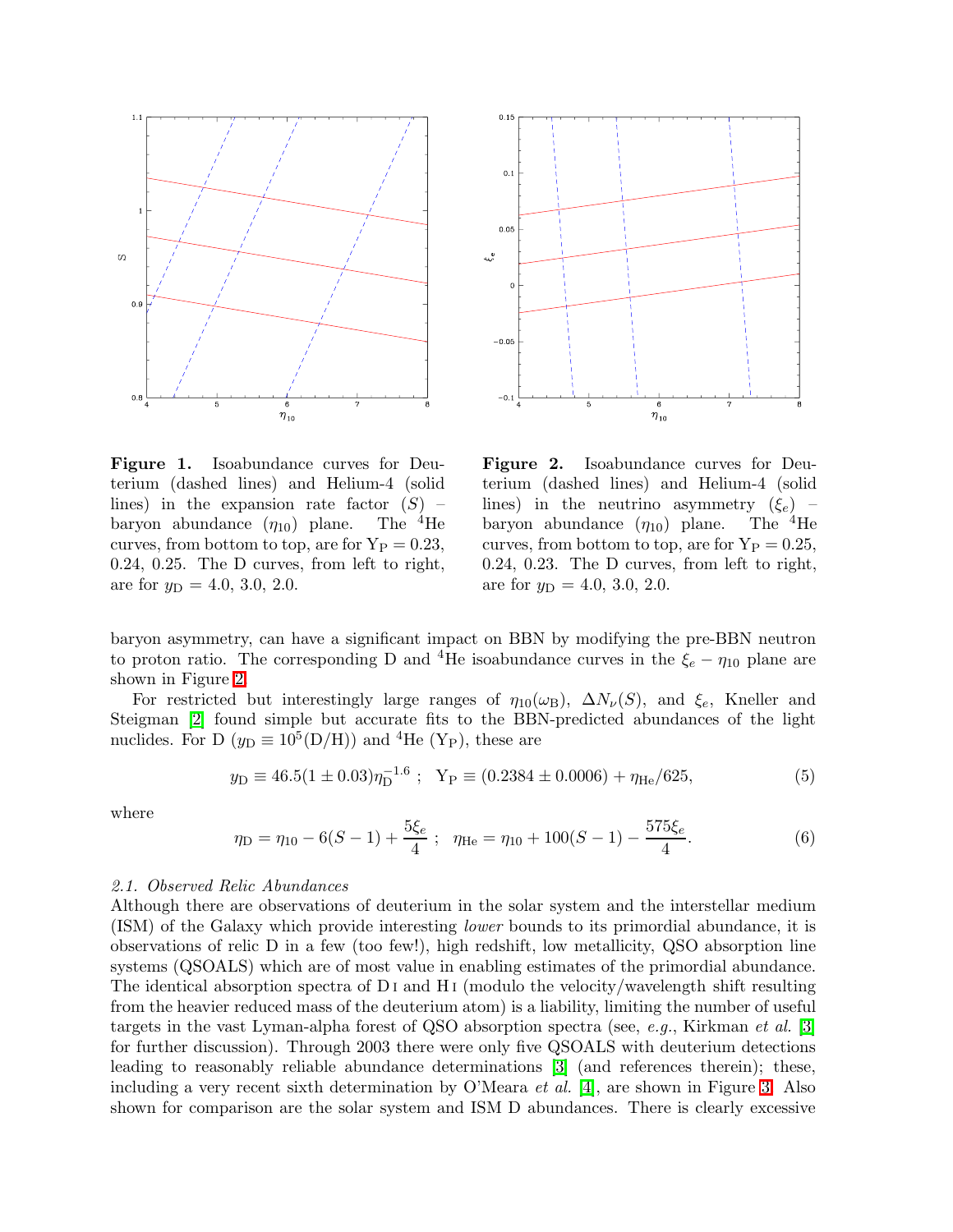**Figure 1.** Isoabundance curves for Deuterium (dashed lines) and Helium-4 (solid lines) in the expansion rate factor ($S$) – baryon abundance ($\eta_{10}$) plane. The $^4$He curves, from bottom to top, are for $Y_P = 0.23$, 0.24, 0.25. The D curves, from left to right, are for $y_D = 4.0$, 3.0, 2.0.

**Figure 2.** Isoabundance curves for Deuterium (dashed lines) and Helium-4 (solid lines) in the neutrino asymmetry ($\xi_e$) – baryon abundance ($\eta_{10}$) plane. The $^4$He curves, from bottom to top, are for $Y_P = 0.25$, 0.24, 0.23. The D curves, from left to right, are for $y_D = 4.0$, 3.0, 2.0.

baryon asymmetry, can have a significant impact on BBN by modifying the pre-BBN neutron to proton ratio. The corresponding D and $^4$He isoabundance curves in the $\xi_e - \eta_{10}$ plane are shown in Figure 2.

For restricted but interestingly large ranges of $\eta_{10}(\omega_B)$, $\Delta N_\nu(S)$, and $\xi_e$, Kneller and Steigman [2] found simple but accurate fits to the BBN-predicted abundances of the light nuclides. For D ($y_D \equiv 10^5$(D/H)) and $^4$He ($Y_P$), these are

$$y_D \equiv 46.5(1 \pm 0.03)\eta_D^{-1.6} \; ; \;\; Y_P \equiv (0.2384 \pm 0.0006) + \eta_{He}/625, \tag{5}$$

where

$$\eta_D = \eta_{10} - 6(S-1) + \frac{5\xi_e}{4} \; ; \;\; \eta_{He} = \eta_{10} + 100(S-1) - \frac{575\xi_e}{4}. \tag{6}$$

### 2.1. *Observed Relic Abundances*

Although there are observations of deuterium in the solar system and the interstellar medium (ISM) of the Galaxy which provide interesting *lower* bounds to its primordial abundance, it is observations of relic D in a few (too few!), high redshift, low metallicity, QSO absorption line systems (QSOALS) which are of most value in enabling estimates of the primordial abundance. The identical absorption spectra of D I and H I (modulo the velocity/wavelength shift resulting from the heavier reduced mass of the deuterium atom) is a liability, limiting the number of useful targets in the vast Lyman-alpha forest of QSO absorption spectra (see, *e.g.*, Kirkman *et al.* [3] for further discussion). Through 2003 there were only five QSOALS with deuterium detections leading to reasonably reliable abundance determinations [3] (and references therein); these, including a very recent sixth determination by O'Meara *et al.* [4], are shown in Figure 3. Also shown for comparison are the solar system and ISM D abundances. There is clearly excessive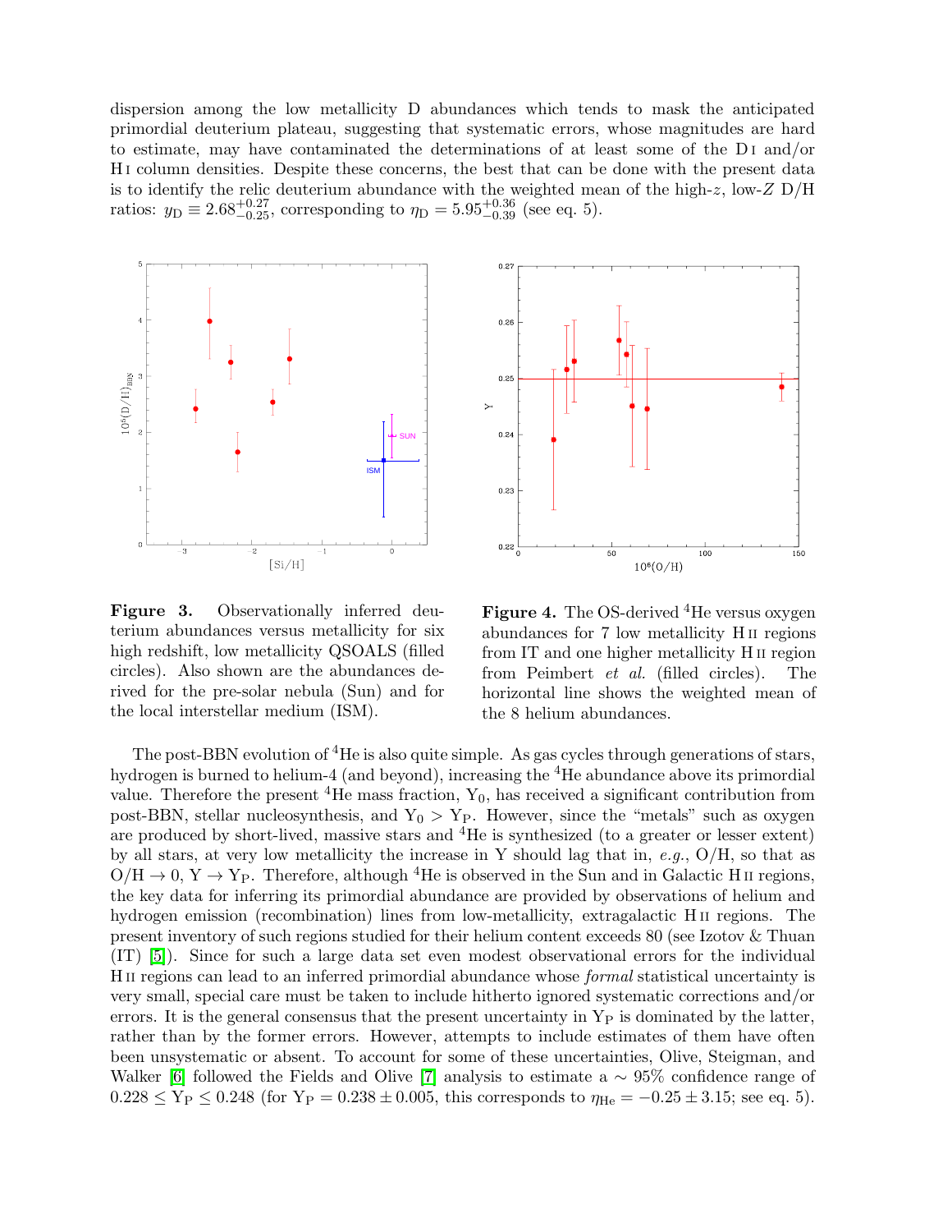dispersion among the low metallicity D abundances which tends to mask the anticipated primordial deuterium plateau, suggesting that systematic errors, whose magnitudes are hard to estimate, may have contaminated the determinations of at least some of the D I and/or H I column densities. Despite these concerns, the best that can be done with the present data is to identify the relic deuterium abundance with the weighted mean of the high-$z$, low-$Z$ D/H ratios: $y_{\rm D} \equiv 2.68^{+0.27}_{-0.25}$, corresponding to $\eta_{\rm D} = 5.95^{+0.36}_{-0.39}$ (see eq. 5).

**Figure 3.** Observationally inferred deuterium abundances versus metallicity for six high redshift, low metallicity QSOALS (filled circles). Also shown are the abundances derived for the pre-solar nebula (Sun) and for the local interstellar medium (ISM).

**Figure 4.** The OS-derived $^4$He versus oxygen abundances for 7 low metallicity H II regions from IT and one higher metallicity H II region from Peimbert *et al.* (filled circles). The horizontal line shows the weighted mean of the 8 helium abundances.

The post-BBN evolution of $^4$He is also quite simple. As gas cycles through generations of stars, hydrogen is burned to helium-4 (and beyond), increasing the $^4$He abundance above its primordial value. Therefore the present $^4$He mass fraction, $Y_0$, has received a significant contribution from post-BBN, stellar nucleosynthesis, and $Y_0 > Y_{\rm P}$. However, since the "metals" such as oxygen are produced by short-lived, massive stars and $^4$He is synthesized (to a greater or lesser extent) by all stars, at very low metallicity the increase in Y should lag that in, *e.g.*, O/H, so that as O/H $\rightarrow 0$, Y $\rightarrow$ $Y_{\rm P}$. Therefore, although $^4$He is observed in the Sun and in Galactic H II regions, the key data for inferring its primordial abundance are provided by observations of helium and hydrogen emission (recombination) lines from low-metallicity, extragalactic H II regions. The present inventory of such regions studied for their helium content exceeds 80 (see Izotov & Thuan (IT) [5]). Since for such a large data set even modest observational errors for the individual H II regions can lead to an inferred primordial abundance whose *formal* statistical uncertainty is very small, special care must be taken to include hitherto ignored systematic corrections and/or errors. It is the general consensus that the present uncertainty in $Y_{\rm P}$ is dominated by the latter, rather than by the former errors. However, attempts to include estimates of them have often been unsystematic or absent. To account for some of these uncertainties, Olive, Steigman, and Walker [6] followed the Fields and Olive [7] analysis to estimate a $\sim$ 95% confidence range of $0.228 \leq Y_{\rm P} \leq 0.248$ (for $Y_{\rm P} = 0.238 \pm 0.005$, this corresponds to $\eta_{\rm He} = -0.25 \pm 3.15$; see eq. 5).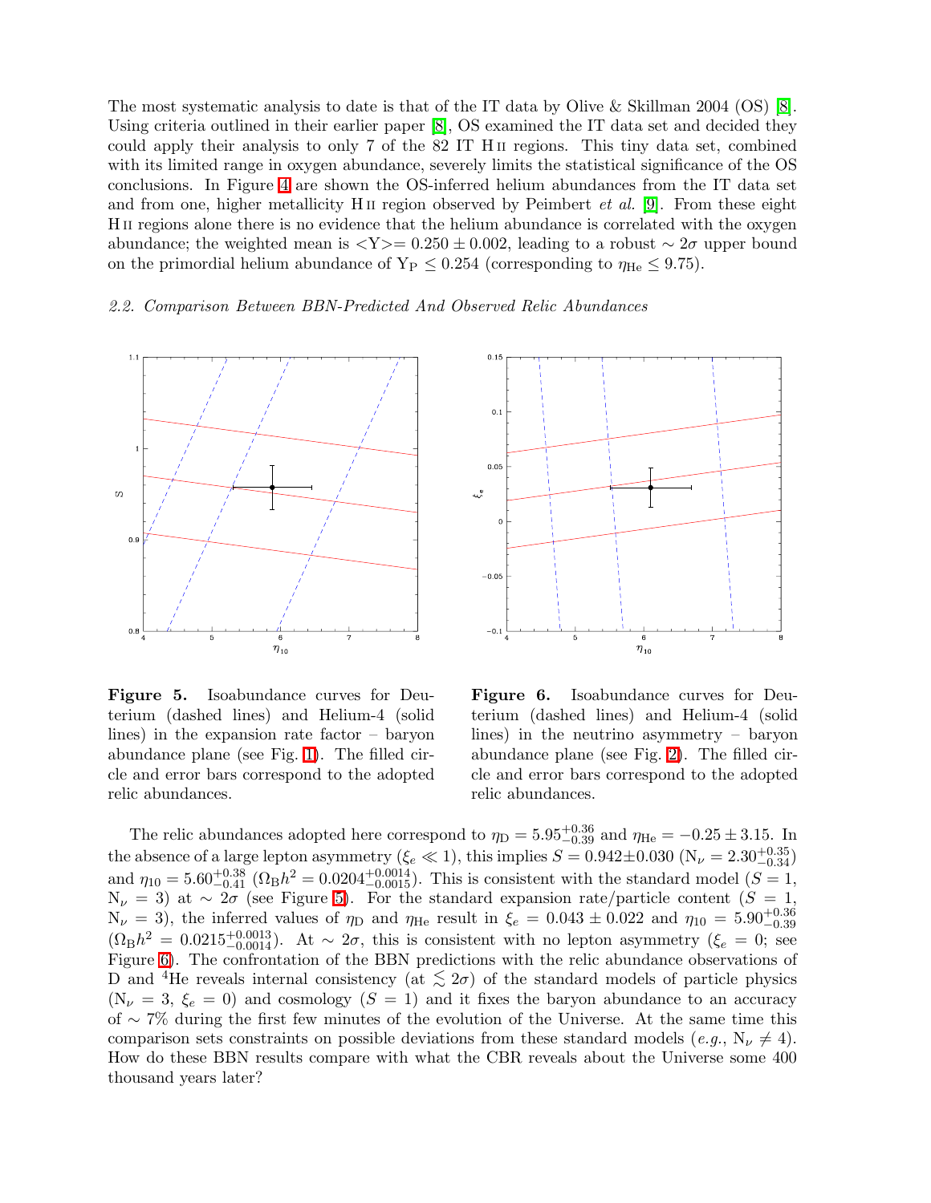The most systematic analysis to date is that of the IT data by Olive & Skillman 2004 (OS) [8]. Using criteria outlined in their earlier paper [8], OS examined the IT data set and decided they could apply their analysis to only 7 of the 82 IT H II regions. This tiny data set, combined with its limited range in oxygen abundance, severely limits the statistical significance of the OS conclusions. In Figure 4 are shown the OS-inferred helium abundances from the IT data set and from one, higher metallicity H II region observed by Peimbert *et al.* [9]. From these eight H II regions alone there is no evidence that the helium abundance is correlated with the oxygen abundance; the weighted mean is $<\mathrm{Y}> = 0.250 \pm 0.002$, leading to a robust $\sim 2\sigma$ upper bound on the primordial helium abundance of $\mathrm{Y_P} \leq 0.254$ (corresponding to $\eta_{\mathrm{He}} \leq 9.75$).

### *2.2. Comparison Between BBN-Predicted And Observed Relic Abundances*

**Figure 5.** Isoabundance curves for Deuterium (dashed lines) and Helium-4 (solid lines) in the expansion rate factor – baryon abundance plane (see Fig. 1). The filled circle and error bars correspond to the adopted relic abundances.

**Figure 6.** Isoabundance curves for Deuterium (dashed lines) and Helium-4 (solid lines) in the neutrino asymmetry – baryon abundance plane (see Fig. 2). The filled circle and error bars correspond to the adopted relic abundances.

The relic abundances adopted here correspond to $\eta_{\mathrm{D}} = 5.95^{+0.36}_{-0.39}$ and $\eta_{\mathrm{He}} = -0.25 \pm 3.15$. In the absence of a large lepton asymmetry ($\xi_e \ll 1$), this implies $S = 0.942 \pm 0.030$ ($\mathrm{N}_\nu = 2.30^{+0.35}_{-0.34}$) and $\eta_{10} = 5.60^{+0.38}_{-0.41}$ ($\Omega_{\mathrm{B}} h^2 = 0.0204^{+0.0014}_{-0.0015}$). This is consistent with the standard model ($S = 1$, $\mathrm{N}_\nu = 3$) at $\sim 2\sigma$ (see Figure 5). For the standard expansion rate/particle content ($S = 1$, $\mathrm{N}_\nu = 3$), the inferred values of $\eta_{\mathrm{D}}$ and $\eta_{\mathrm{He}}$ result in $\xi_e = 0.043 \pm 0.022$ and $\eta_{10} = 5.90^{+0.36}_{-0.39}$ ($\Omega_{\mathrm{B}} h^2 = 0.0215^{+0.0013}_{-0.0014}$). At $\sim 2\sigma$, this is consistent with no lepton asymmetry ($\xi_e = 0$; see Figure 6). The confrontation of the BBN predictions with the relic abundance observations of D and $^4$He reveals internal consistency (at $\lesssim 2\sigma$) of the standard models of particle physics ($\mathrm{N}_\nu = 3$, $\xi_e = 0$) and cosmology ($S = 1$) and it fixes the baryon abundance to an accuracy of $\sim 7\%$ during the first few minutes of the evolution of the Universe. At the same time this comparison sets constraints on possible deviations from these standard models (*e.g.*, $\mathrm{N}_\nu \neq 4$). How do these BBN results compare with what the CBR reveals about the Universe some 400 thousand years later?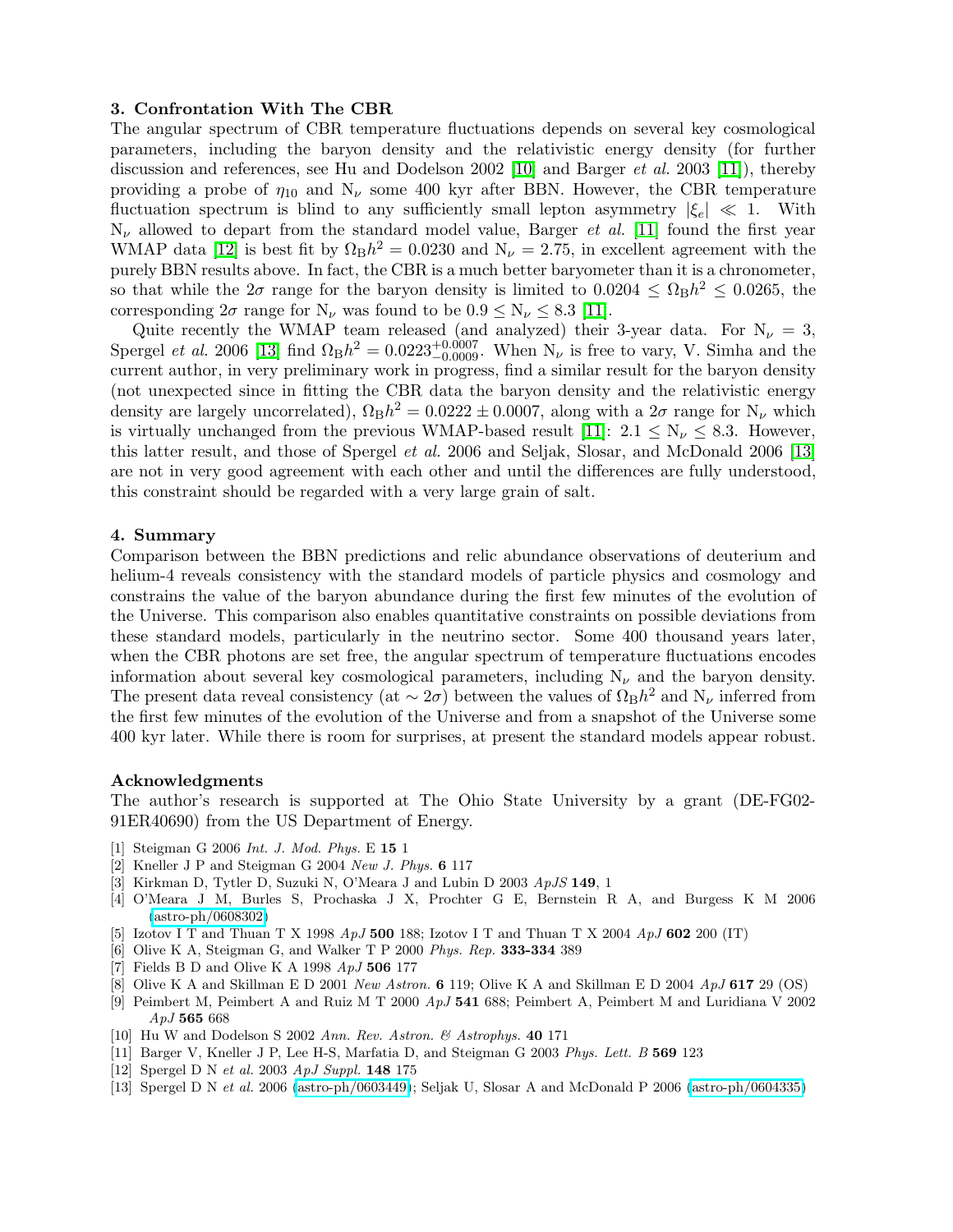### 3. Confrontation With The CBR

The angular spectrum of CBR temperature fluctuations depends on several key cosmological parameters, including the baryon density and the relativistic energy density (for further discussion and references, see Hu and Dodelson 2002 [10] and Barger *et al.* 2003 [11]), thereby providing a probe of $\eta_{10}$ and $N_\nu$ some 400 kyr after BBN. However, the CBR temperature fluctuation spectrum is blind to any sufficiently small lepton asymmetry $|\xi_e| \ll 1$. With $N_\nu$ allowed to depart from the standard model value, Barger *et al.* [11] found the first year WMAP data [12] is best fit by $\Omega_B h^2 = 0.0230$ and $N_\nu = 2.75$, in excellent agreement with the purely BBN results above. In fact, the CBR is a much better baryometer than it is a chronometer, so that while the $2\sigma$ range for the baryon density is limited to $0.0204 \leq \Omega_B h^2 \leq 0.0265$, the corresponding $2\sigma$ range for $N_\nu$ was found to be $0.9 \leq N_\nu \leq 8.3$ [11].

Quite recently the WMAP team released (and analyzed) their 3-year data. For $N_\nu = 3$, Spergel *et al.* 2006 [13] find $\Omega_B h^2 = 0.0223^{+0.0007}_{-0.0009}$. When $N_\nu$ is free to vary, V. Simha and the current author, in very preliminary work in progress, find a similar result for the baryon density (not unexpected since in fitting the CBR data the baryon density and the relativistic energy density are largely uncorrelated), $\Omega_B h^2 = 0.0222 \pm 0.0007$, along with a $2\sigma$ range for $N_\nu$ which is virtually unchanged from the previous WMAP-based result [11]: $2.1 \leq N_\nu \leq 8.3$. However, this latter result, and those of Spergel *et al.* 2006 and Seljak, Slosar, and McDonald 2006 [13] are not in very good agreement with each other and until the differences are fully understood, this constraint should be regarded with a very large grain of salt.

### 4. Summary

Comparison between the BBN predictions and relic abundance observations of deuterium and helium-4 reveals consistency with the standard models of particle physics and cosmology and constrains the value of the baryon abundance during the first few minutes of the evolution of the Universe. This comparison also enables quantitative constraints on possible deviations from these standard models, particularly in the neutrino sector. Some 400 thousand years later, when the CBR photons are set free, the angular spectrum of temperature fluctuations encodes information about several key cosmological parameters, including $N_\nu$ and the baryon density. The present data reveal consistency (at $\sim 2\sigma$) between the values of $\Omega_B h^2$ and $N_\nu$ inferred from the first few minutes of the evolution of the Universe and from a snapshot of the Universe some 400 kyr later. While there is room for surprises, at present the standard models appear robust.

### Acknowledgments

The author's research is supported at The Ohio State University by a grant (DE-FG02-91ER40690) from the US Department of Energy.

[1] Steigman G 2006 *Int. J. Mod. Phys.* E **15** 1
[2] Kneller J P and Steigman G 2004 *New J. Phys.* **6** 117
[3] Kirkman D, Tytler D, Suzuki N, O'Meara J and Lubin D 2003 *ApJS* **149**, 1
[4] O'Meara J M, Burles S, Prochaska J X, Prochter G E, Bernstein R A, and Burgess K M 2006 (astro-ph/0608302)
[5] Izotov I T and Thuan T X 1998 *ApJ* **500** 188; Izotov I T and Thuan T X 2004 *ApJ* **602** 200 (IT)
[6] Olive K A, Steigman G, and Walker T P 2000 *Phys. Rep.* **333-334** 389
[7] Fields B D and Olive K A 1998 *ApJ* **506** 177
[8] Olive K A and Skillman E D 2001 *New Astron.* **6** 119; Olive K A and Skillman E D 2004 *ApJ* **617** 29 (OS)
[9] Peimbert M, Peimbert A and Ruiz M T 2000 *ApJ* **541** 688; Peimbert A, Peimbert M and Luridiana V 2002 *ApJ* **565** 668
[10] Hu W and Dodelson S 2002 *Ann. Rev. Astron. & Astrophys.* **40** 171
[11] Barger V, Kneller J P, Lee H-S, Marfatia D, and Steigman G 2003 *Phys. Lett. B* **569** 123
[12] Spergel D N *et al.* 2003 *ApJ Suppl.* **148** 175
[13] Spergel D N *et al.* 2006 (astro-ph/0603449); Seljak U, Slosar A and McDonald P 2006 (astro-ph/0604335)